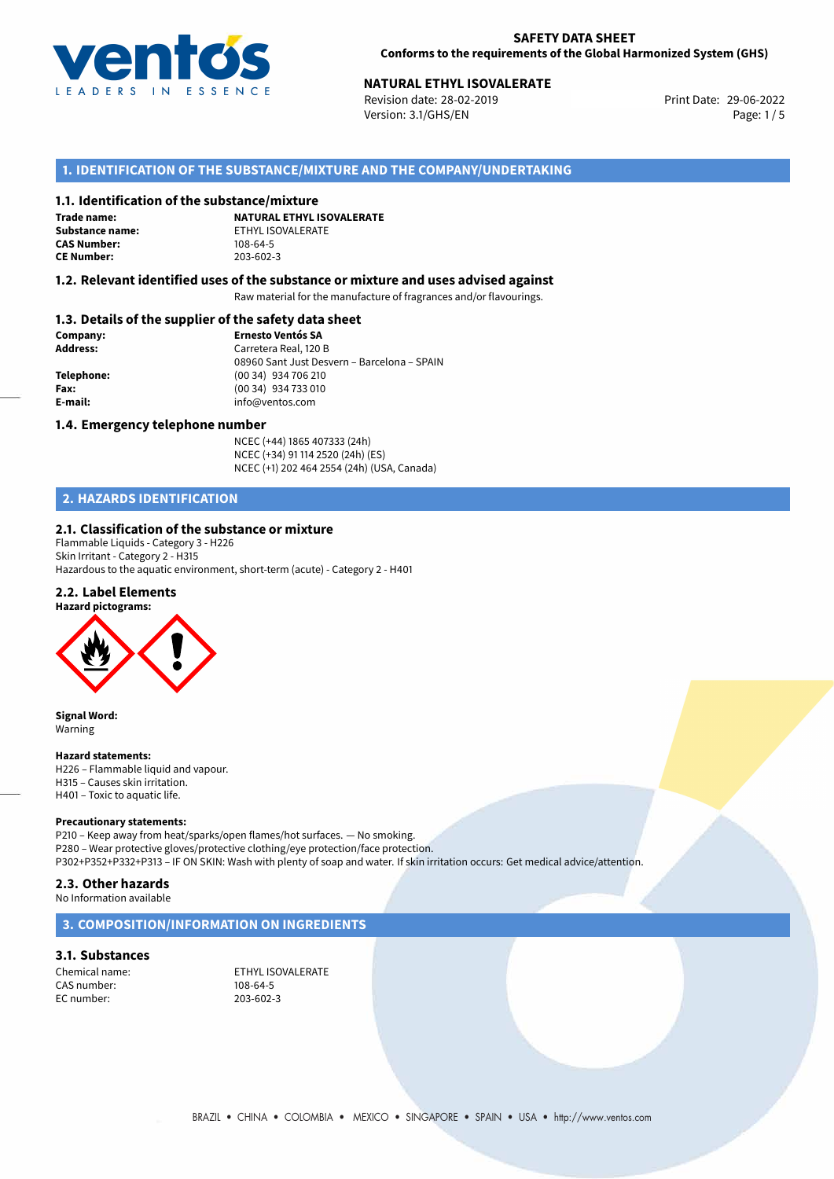**SAFETY DATA SHEET**
**Conforms to the requirements of the Global Harmonized System (GHS)**

**NATURAL ETHYL ISOVALERATE**
Revision date: 28-02-2019
Version: 3.1/GHS/EN
Print Date: 29-06-2022

## 1. IDENTIFICATION OF THE SUBSTANCE/MIXTURE AND THE COMPANY/UNDERTAKING

### 1.1. Identification of the substance/mixture

**Trade name:** **NATURAL ETHYL ISOVALERATE**
**Substance name:** ETHYL ISOVALERATE
**CAS Number:** 108-64-5
**CE Number:** 203-602-3

### 1.2. Relevant identified uses of the substance or mixture and uses advised against

Raw material for the manufacture of fragrances and/or flavourings.

### 1.3. Details of the supplier of the safety data sheet

**Company:** **Ernesto Ventós SA**
**Address:** Carretera Real, 120 B
08960 Sant Just Desvern – Barcelona – SPAIN
**Telephone:** (00 34) 934 706 210
**Fax:** (00 34) 934 733 010
**E-mail:** info@ventos.com

### 1.4. Emergency telephone number

NCEC (+44) 1865 407333 (24h)
NCEC (+34) 91 114 2520 (24h) (ES)
NCEC (+1) 202 464 2554 (24h) (USA, Canada)

## 2. HAZARDS IDENTIFICATION

### 2.1. Classification of the substance or mixture

Flammable Liquids - Category 3 - H226
Skin Irritant - Category 2 - H315
Hazardous to the aquatic environment, short-term (acute) - Category 2 - H401

### 2.2. Label Elements

**Hazard pictograms:**

**Signal Word:**
Warning

**Hazard statements:**
H226 – Flammable liquid and vapour.
H315 – Causes skin irritation.
H401 – Toxic to aquatic life.

**Precautionary statements:**
P210 – Keep away from heat/sparks/open flames/hot surfaces. — No smoking.
P280 – Wear protective gloves/protective clothing/eye protection/face protection.
P302+P352+P332+P313 – IF ON SKIN: Wash with plenty of soap and water. If skin irritation occurs: Get medical advice/attention.

### 2.3. Other hazards

No Information available

## 3. COMPOSITION/INFORMATION ON INGREDIENTS

### 3.1. Substances

Chemical name: ETHYL ISOVALERATE
CAS number: 108-64-5
EC number: 203-602-3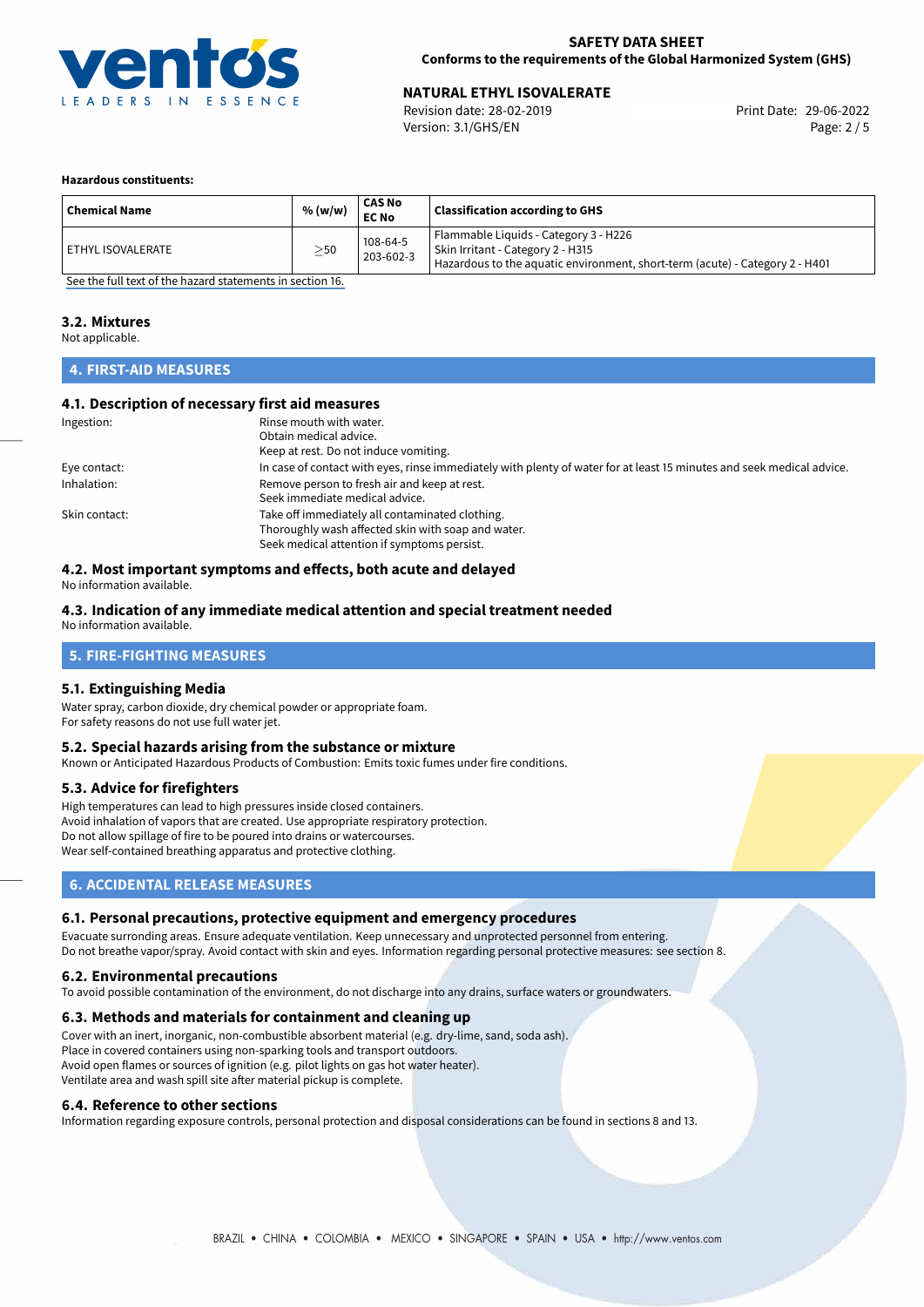**Hazardous constituents:**

| Chemical Name | % (w/w) | CAS No<br>EC No | Classification according to GHS |
|---|---|---|---|
| ETHYL ISOVALERATE | $\geq$50 | 108-64-5<br>203-602-3 | Flammable Liquids - Category 3 - H226<br>Skin Irritant - Category 2 - H315<br>Hazardous to the aquatic environment, short-term (acute) - Category 2 - H401 |

See the full text of the hazard statements in section 16.

### 3.2. Mixtures

Not applicable.

## 4. FIRST-AID MEASURES

### 4.1. Description of necessary first aid measures

Ingestion:
Rinse mouth with water.
Obtain medical advice.
Keep at rest. Do not induce vomiting.

Eye contact:
In case of contact with eyes, rinse immediately with plenty of water for at least 15 minutes and seek medical advice.

Inhalation:
Remove person to fresh air and keep at rest.
Seek immediate medical advice.

Skin contact:
Take off immediately all contaminated clothing.
Thoroughly wash affected skin with soap and water.
Seek medical attention if symptoms persist.

### 4.2. Most important symptoms and effects, both acute and delayed

No information available.

### 4.3. Indication of any immediate medical attention and special treatment needed

No information available.

## 5. FIRE-FIGHTING MEASURES

### 5.1. Extinguishing Media

Water spray, carbon dioxide, dry chemical powder or appropriate foam.
For safety reasons do not use full water jet.

### 5.2. Special hazards arising from the substance or mixture

Known or Anticipated Hazardous Products of Combustion: Emits toxic fumes under fire conditions.

### 5.3. Advice for firefighters

High temperatures can lead to high pressures inside closed containers.
Avoid inhalation of vapors that are created. Use appropriate respiratory protection.
Do not allow spillage of fire to be poured into drains or watercourses.
Wear self-contained breathing apparatus and protective clothing.

## 6. ACCIDENTAL RELEASE MEASURES

### 6.1. Personal precautions, protective equipment and emergency procedures

Evacuate surronding areas. Ensure adequate ventilation. Keep unnecessary and unprotected personnel from entering.
Do not breathe vapor/spray. Avoid contact with skin and eyes. Information regarding personal protective measures: see section 8.

### 6.2. Environmental precautions

To avoid possible contamination of the environment, do not discharge into any drains, surface waters or groundwaters.

### 6.3. Methods and materials for containment and cleaning up

Cover with an inert, inorganic, non-combustible absorbent material (e.g. dry-lime, sand, soda ash).
Place in covered containers using non-sparking tools and transport outdoors.
Avoid open flames or sources of ignition (e.g. pilot lights on gas hot water heater).
Ventilate area and wash spill site after material pickup is complete.

### 6.4. Reference to other sections

Information regarding exposure controls, personal protection and disposal considerations can be found in sections 8 and 13.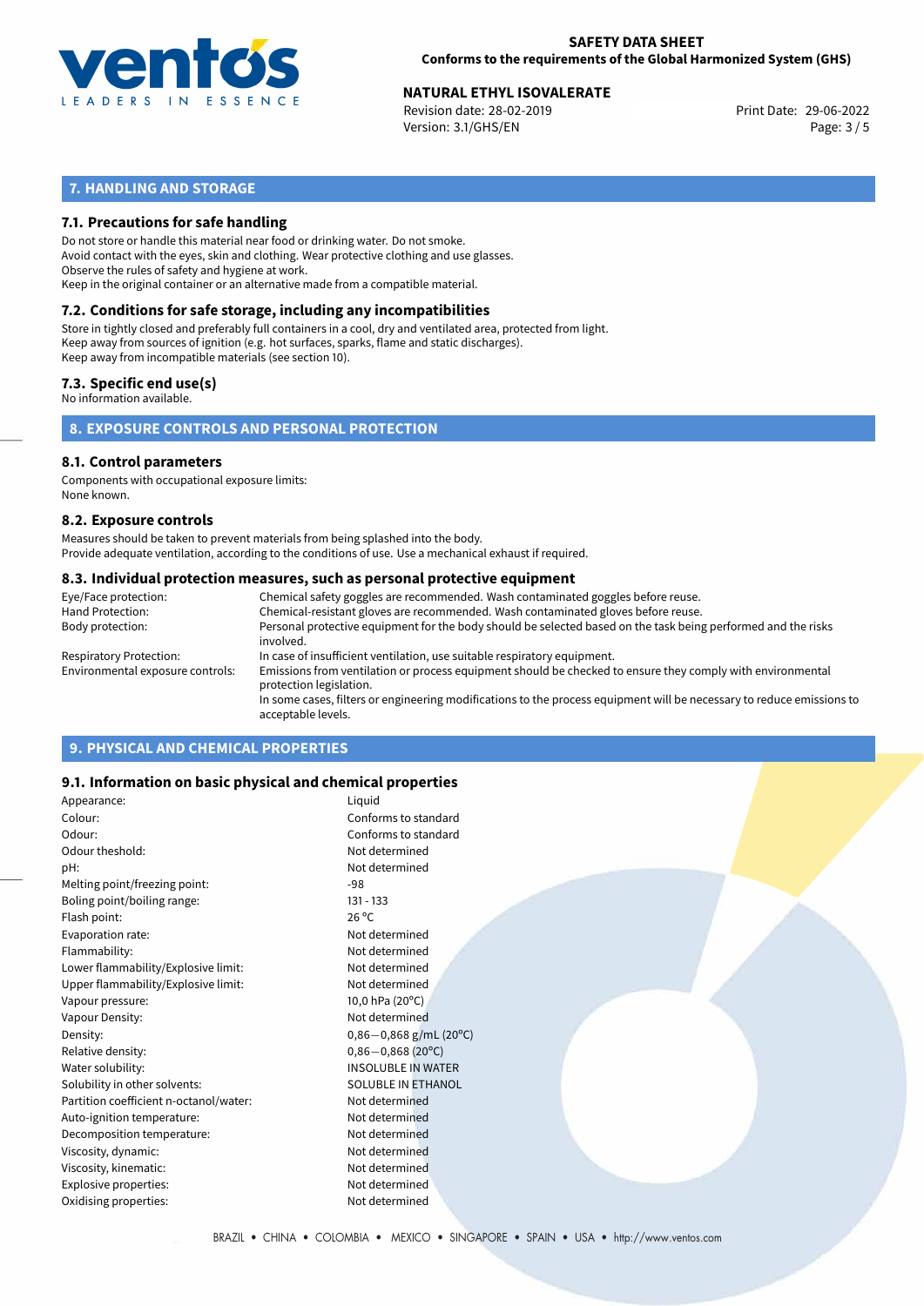## 7. HANDLING AND STORAGE

### 7.1. Precautions for safe handling

Do not store or handle this material near food or drinking water. Do not smoke.
Avoid contact with the eyes, skin and clothing. Wear protective clothing and use glasses.
Observe the rules of safety and hygiene at work.
Keep in the original container or an alternative made from a compatible material.

### 7.2. Conditions for safe storage, including any incompatibilities

Store in tightly closed and preferably full containers in a cool, dry and ventilated area, protected from light.
Keep away from sources of ignition (e.g. hot surfaces, sparks, flame and static discharges).
Keep away from incompatible materials (see section 10).

### 7.3. Specific end use(s)

No information available.

## 8. EXPOSURE CONTROLS AND PERSONAL PROTECTION

### 8.1. Control parameters

Components with occupational exposure limits:
None known.

### 8.2. Exposure controls

Measures should be taken to prevent materials from being splashed into the body.
Provide adequate ventilation, according to the conditions of use. Use a mechanical exhaust if required.

### 8.3. Individual protection measures, such as personal protective equipment

| | |
|---|---|
| Eye/Face protection: | Chemical safety goggles are recommended. Wash contaminated goggles before reuse. |
| Hand Protection: | Chemical-resistant gloves are recommended. Wash contaminated gloves before reuse. |
| Body protection: | Personal protective equipment for the body should be selected based on the task being performed and the risks involved. |
| Respiratory Protection: | In case of insufficient ventilation, use suitable respiratory equipment. |
| Environmental exposure controls: | Emissions from ventilation or process equipment should be checked to ensure they comply with environmental protection legislation. In some cases, filters or engineering modifications to the process equipment will be necessary to reduce emissions to acceptable levels. |

## 9. PHYSICAL AND CHEMICAL PROPERTIES

### 9.1. Information on basic physical and chemical properties

| | |
|---|---|
| Appearance: | Liquid |
| Colour: | Conforms to standard |
| Odour: | Conforms to standard |
| Odour theshold: | Not determined |
| pH: | Not determined |
| Melting point/freezing point: | -98 |
| Boling point/boiling range: | 131 - 133 |
| Flash point: | 26 °C |
| Evaporation rate: | Not determined |
| Flammability: | Not determined |
| Lower flammability/Explosive limit: | Not determined |
| Upper flammability/Explosive limit: | Not determined |
| Vapour pressure: | 10,0 hPa (20°C) |
| Vapour Density: | Not determined |
| Density: | 0,86−0,868 g/mL (20°C) |
| Relative density: | 0,86−0,868 (20°C) |
| Water solubility: | INSOLUBLE IN WATER |
| Solubility in other solvents: | SOLUBLE IN ETHANOL |
| Partition coefficient n-octanol/water: | Not determined |
| Auto-ignition temperature: | Not determined |
| Decomposition temperature: | Not determined |
| Viscosity, dynamic: | Not determined |
| Viscosity, kinematic: | Not determined |
| Explosive properties: | Not determined |
| Oxidising properties: | Not determined |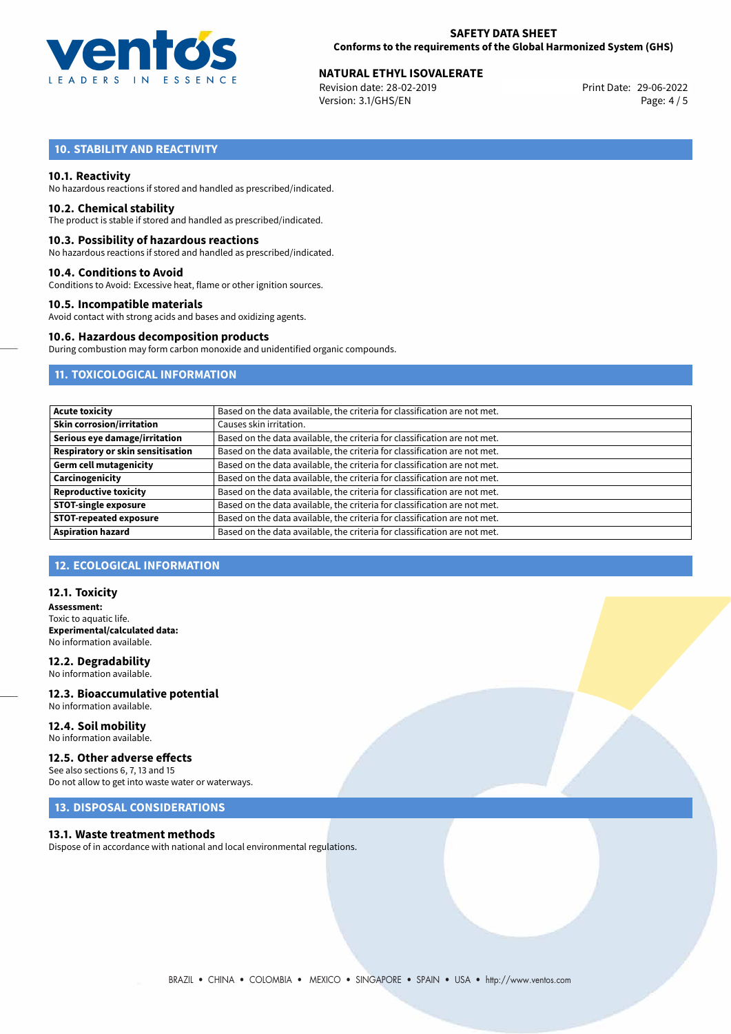## 10. STABILITY AND REACTIVITY

### 10.1. Reactivity

No hazardous reactions if stored and handled as prescribed/indicated.

### 10.2. Chemical stability

The product is stable if stored and handled as prescribed/indicated.

### 10.3. Possibility of hazardous reactions

No hazardous reactions if stored and handled as prescribed/indicated.

### 10.4. Conditions to Avoid

Conditions to Avoid: Excessive heat, flame or other ignition sources.

### 10.5. Incompatible materials

Avoid contact with strong acids and bases and oxidizing agents.

### 10.6. Hazardous decomposition products

During combustion may form carbon monoxide and unidentified organic compounds.

## 11. TOXICOLOGICAL INFORMATION

| | |
|---|---|
| **Acute toxicity** | Based on the data available, the criteria for classification are not met. |
| **Skin corrosion/irritation** | Causes skin irritation. |
| **Serious eye damage/irritation** | Based on the data available, the criteria for classification are not met. |
| **Respiratory or skin sensitisation** | Based on the data available, the criteria for classification are not met. |
| **Germ cell mutagenicity** | Based on the data available, the criteria for classification are not met. |
| **Carcinogenicity** | Based on the data available, the criteria for classification are not met. |
| **Reproductive toxicity** | Based on the data available, the criteria for classification are not met. |
| **STOT-single exposure** | Based on the data available, the criteria for classification are not met. |
| **STOT-repeated exposure** | Based on the data available, the criteria for classification are not met. |
| **Aspiration hazard** | Based on the data available, the criteria for classification are not met. |

## 12. ECOLOGICAL INFORMATION

### 12.1. Toxicity

**Assessment:**
Toxic to aquatic life.
**Experimental/calculated data:**
No information available.

### 12.2. Degradability

No information available.

### 12.3. Bioaccumulative potential

No information available.

### 12.4. Soil mobility

No information available.

### 12.5. Other adverse effects

See also sections 6, 7, 13 and 15
Do not allow to get into waste water or waterways.

## 13. DISPOSAL CONSIDERATIONS

### 13.1. Waste treatment methods

Dispose of in accordance with national and local environmental regulations.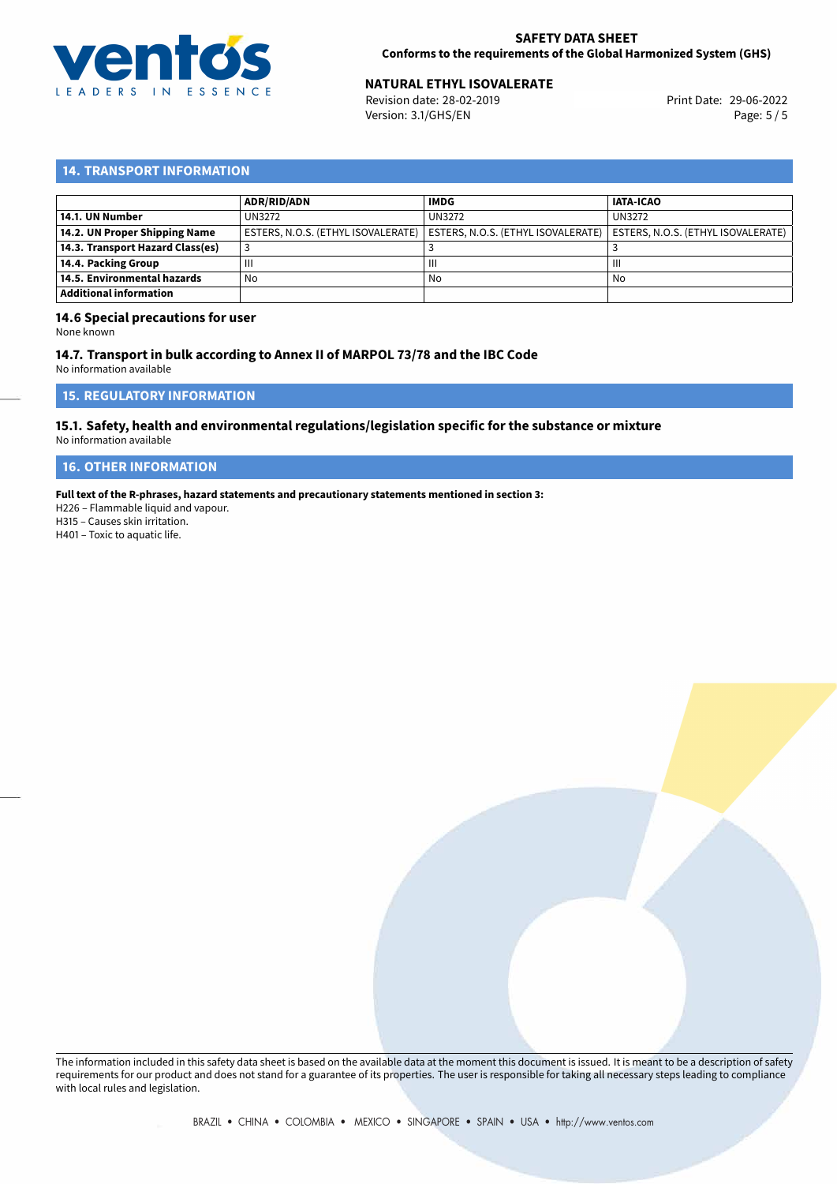## 14. TRANSPORT INFORMATION

| | ADR/RID/ADN | IMDG | IATA-ICAO |
|---|---|---|---|
| **14.1. UN Number** | UN3272 | UN3272 | UN3272 |
| **14.2. UN Proper Shipping Name** | ESTERS, N.O.S. (ETHYL ISOVALERATE) | ESTERS, N.O.S. (ETHYL ISOVALERATE) | ESTERS, N.O.S. (ETHYL ISOVALERATE) |
| **14.3. Transport Hazard Class(es)** | 3 | 3 | 3 |
| **14.4. Packing Group** | III | III | III |
| **14.5. Environmental hazards** | No | No | No |
| **Additional information** | | | |

### 14.6 Special precautions for user

None known

### 14.7. Transport in bulk according to Annex II of MARPOL 73/78 and the IBC Code

No information available

## 15. REGULATORY INFORMATION

### 15.1. Safety, health and environmental regulations/legislation specific for the substance or mixture

No information available

## 16. OTHER INFORMATION

**Full text of the R-phrases, hazard statements and precautionary statements mentioned in section 3:**

H226 – Flammable liquid and vapour.
H315 – Causes skin irritation.
H401 – Toxic to aquatic life.

The information included in this safety data sheet is based on the available data at the moment this document is issued. It is meant to be a description of safety requirements for our product and does not stand for a guarantee of its properties. The user is responsible for taking all necessary steps leading to compliance with local rules and legislation.

BRAZIL • CHINA • COLOMBIA • MEXICO • SINGAPORE • SPAIN • USA • http://www.ventos.com